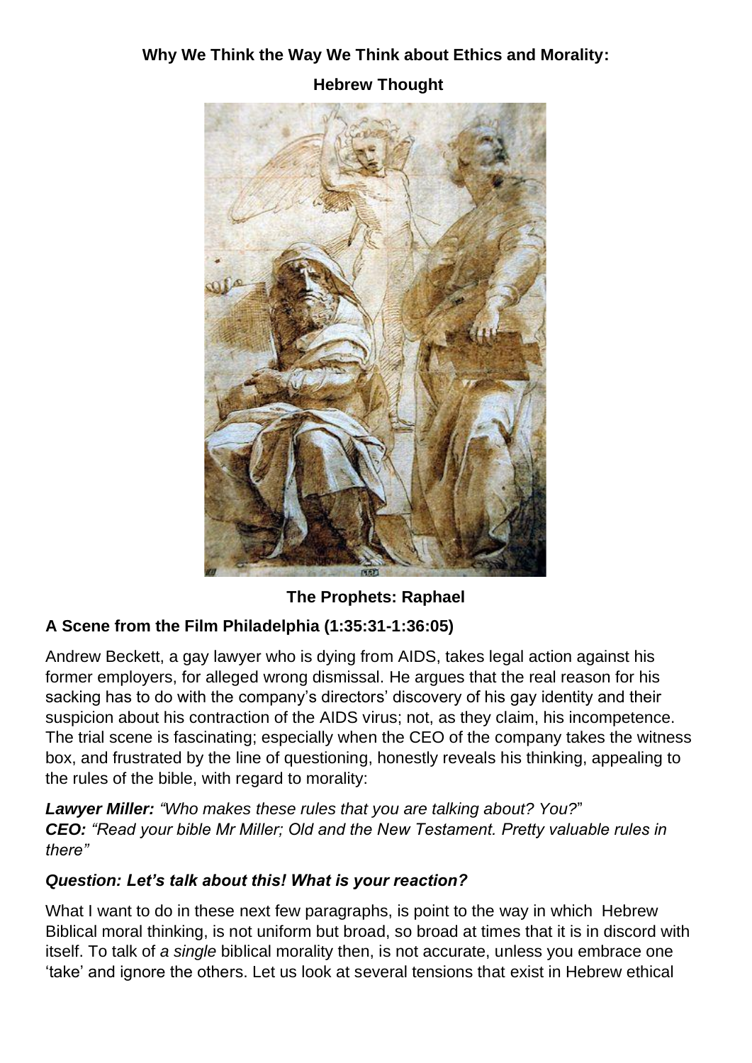**Why We Think the Way We Think about Ethics and Morality:**

**Hebrew Thought**

**The Prophets: Raphael**

### A Scene from the Film Philadelphia (1:35:31-1:36:05)

Andrew Beckett, a gay lawyer who is dying from AIDS, takes legal action against his former employers, for alleged wrong dismissal. He argues that the real reason for his sacking has to do with the company's directors' discovery of his gay identity and their suspicion about his contraction of the AIDS virus; not, as they claim, his incompetence. The trial scene is fascinating; especially when the CEO of the company takes the witness box, and frustrated by the line of questioning, honestly reveals his thinking, appealing to the rules of the bible, with regard to morality:

***Lawyer Miller:*** *"Who makes these rules that you are talking about? You?"*
***CEO:*** *"Read your bible Mr Miller; Old and the New Testament. Pretty valuable rules in there"*

***Question: Let's talk about this! What is your reaction?***

What I want to do in these next few paragraphs, is point to the way in which Hebrew Biblical moral thinking, is not uniform but broad, so broad at times that it is in discord with itself. To talk of *a single* biblical morality then, is not accurate, unless you embrace one 'take' and ignore the others. Let us look at several tensions that exist in Hebrew ethical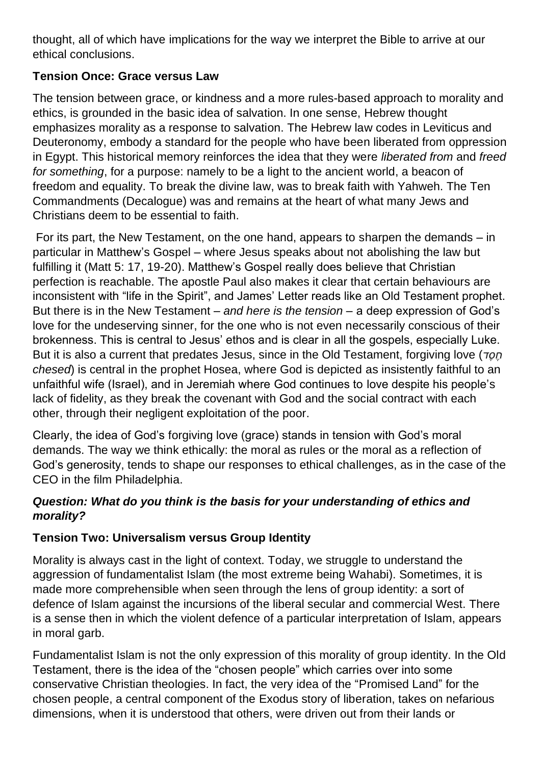thought, all of which have implications for the way we interpret the Bible to arrive at our ethical conclusions.

### Tension Once: Grace versus Law

The tension between grace, or kindness and a more rules-based approach to morality and ethics, is grounded in the basic idea of salvation. In one sense, Hebrew thought emphasizes morality as a response to salvation. The Hebrew law codes in Leviticus and Deuteronomy, embody a standard for the people who have been liberated from oppression in Egypt. This historical memory reinforces the idea that they were *liberated from* and *freed for something*, for a purpose: namely to be a light to the ancient world, a beacon of freedom and equality. To break the divine law, was to break faith with Yahweh. The Ten Commandments (Decalogue) was and remains at the heart of what many Jews and Christians deem to be essential to faith.

For its part, the New Testament, on the one hand, appears to sharpen the demands – in particular in Matthew's Gospel – where Jesus speaks about not abolishing the law but fulfilling it (Matt 5: 17, 19-20). Matthew's Gospel really does believe that Christian perfection is reachable. The apostle Paul also makes it clear that certain behaviours are inconsistent with "life in the Spirit", and James' Letter reads like an Old Testament prophet. But there is in the New Testament – *and here is the tension* – a deep expression of God's love for the undeserving sinner, for the one who is not even necessarily conscious of their brokenness. This is central to Jesus' ethos and is clear in all the gospels, especially Luke. But it is also a current that predates Jesus, since in the Old Testament, forgiving love (*חֶסֶד chesed*) is central in the prophet Hosea, where God is depicted as insistently faithful to an unfaithful wife (Israel), and in Jeremiah where God continues to love despite his people's lack of fidelity, as they break the covenant with God and the social contract with each other, through their negligent exploitation of the poor.

Clearly, the idea of God's forgiving love (grace) stands in tension with God's moral demands. The way we think ethically: the moral as rules or the moral as a reflection of God's generosity, tends to shape our responses to ethical challenges, as in the case of the CEO in the film Philadelphia.

***Question: What do you think is the basis for your understanding of ethics and morality?***

### Tension Two: Universalism versus Group Identity

Morality is always cast in the light of context. Today, we struggle to understand the aggression of fundamentalist Islam (the most extreme being Wahabi). Sometimes, it is made more comprehensible when seen through the lens of group identity: a sort of defence of Islam against the incursions of the liberal secular and commercial West. There is a sense then in which the violent defence of a particular interpretation of Islam, appears in moral garb.

Fundamentalist Islam is not the only expression of this morality of group identity. In the Old Testament, there is the idea of the "chosen people" which carries over into some conservative Christian theologies. In fact, the very idea of the "Promised Land" for the chosen people, a central component of the Exodus story of liberation, takes on nefarious dimensions, when it is understood that others, were driven out from their lands or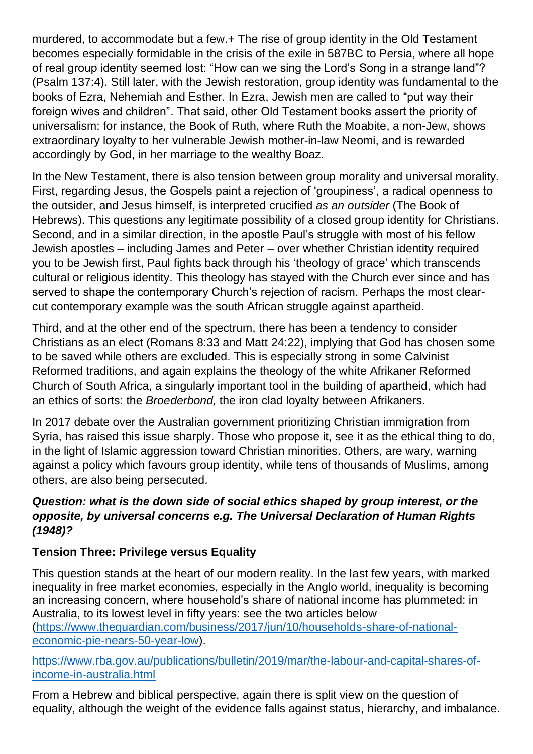murdered, to accommodate but a few.+ The rise of group identity in the Old Testament becomes especially formidable in the crisis of the exile in 587BC to Persia, where all hope of real group identity seemed lost: "How can we sing the Lord's Song in a strange land"? (Psalm 137:4). Still later, with the Jewish restoration, group identity was fundamental to the books of Ezra, Nehemiah and Esther. In Ezra, Jewish men are called to "put way their foreign wives and children". That said, other Old Testament books assert the priority of universalism: for instance, the Book of Ruth, where Ruth the Moabite, a non-Jew, shows extraordinary loyalty to her vulnerable Jewish mother-in-law Neomi, and is rewarded accordingly by God, in her marriage to the wealthy Boaz.

In the New Testament, there is also tension between group morality and universal morality. First, regarding Jesus, the Gospels paint a rejection of 'groupiness', a radical openness to the outsider, and Jesus himself, is interpreted crucified *as an outsider* (The Book of Hebrews). This questions any legitimate possibility of a closed group identity for Christians. Second, and in a similar direction, in the apostle Paul's struggle with most of his fellow Jewish apostles – including James and Peter – over whether Christian identity required you to be Jewish first, Paul fights back through his 'theology of grace' which transcends cultural or religious identity. This theology has stayed with the Church ever since and has served to shape the contemporary Church's rejection of racism. Perhaps the most clear-cut contemporary example was the south African struggle against apartheid.

Third, and at the other end of the spectrum, there has been a tendency to consider Christians as an elect (Romans 8:33 and Matt 24:22), implying that God has chosen some to be saved while others are excluded. This is especially strong in some Calvinist Reformed traditions, and again explains the theology of the white Afrikaner Reformed Church of South Africa, a singularly important tool in the building of apartheid, which had an ethics of sorts: the *Broederbond,* the iron clad loyalty between Afrikaners.

In 2017 debate over the Australian government prioritizing Christian immigration from Syria, has raised this issue sharply. Those who propose it, see it as the ethical thing to do, in the light of Islamic aggression toward Christian minorities. Others, are wary, warning against a policy which favours group identity, while tens of thousands of Muslims, among others, are also being persecuted.

***Question: what is the down side of social ethics shaped by group interest, or the opposite, by universal concerns e.g. The Universal Declaration of Human Rights (1948)?***

**Tension Three: Privilege versus Equality**

This question stands at the heart of our modern reality. In the last few years, with marked inequality in free market economies, especially in the Anglo world, inequality is becoming an increasing concern, where household's share of national income has plummeted: in Australia, to its lowest level in fifty years: see the two articles below (https://www.theguardian.com/business/2017/jun/10/households-share-of-national-economic-pie-nears-50-year-low).

https://www.rba.gov.au/publications/bulletin/2019/mar/the-labour-and-capital-shares-of-income-in-australia.html

From a Hebrew and biblical perspective, again there is split view on the question of equality, although the weight of the evidence falls against status, hierarchy, and imbalance.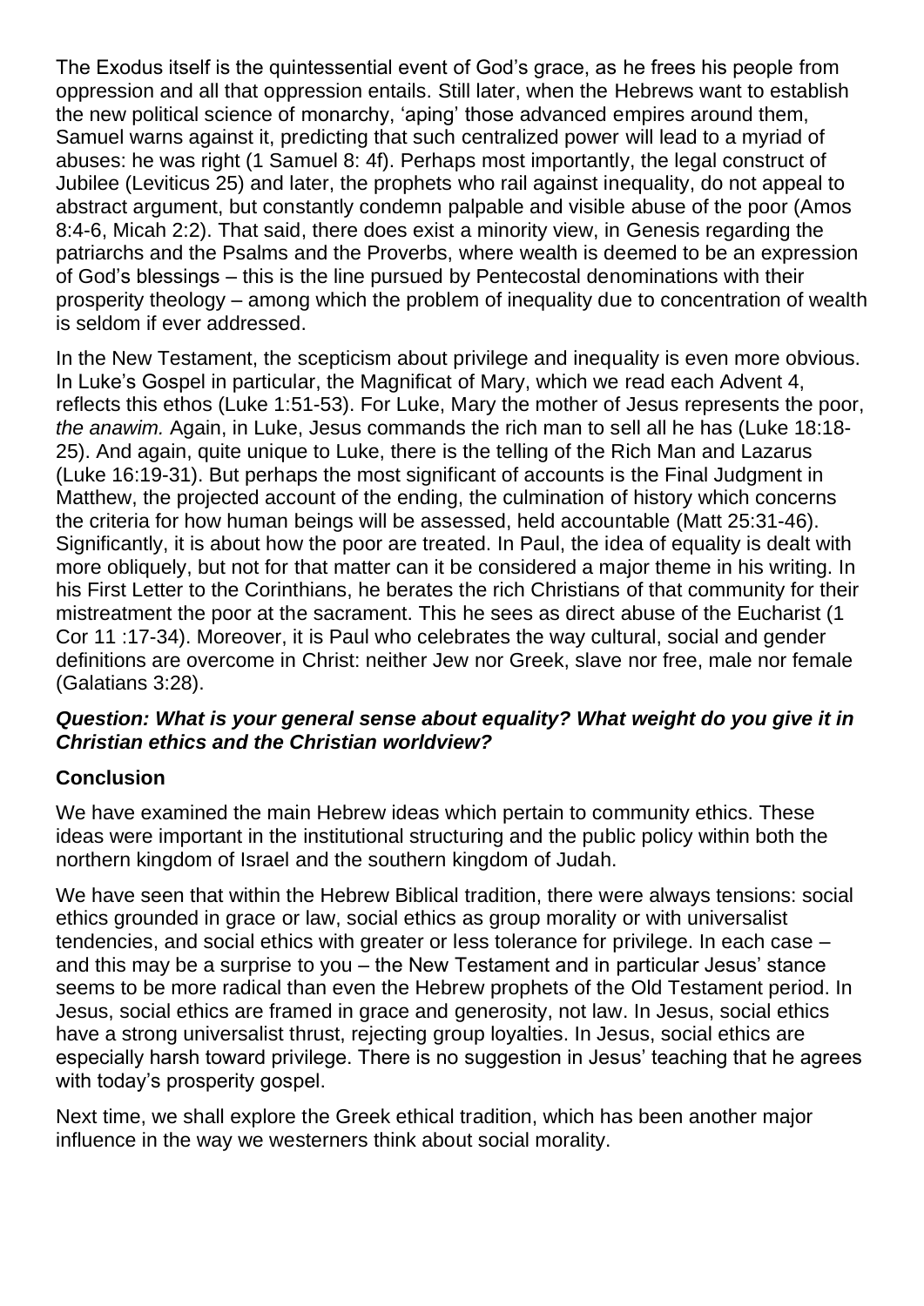The Exodus itself is the quintessential event of God's grace, as he frees his people from oppression and all that oppression entails. Still later, when the Hebrews want to establish the new political science of monarchy, 'aping' those advanced empires around them, Samuel warns against it, predicting that such centralized power will lead to a myriad of abuses: he was right (1 Samuel 8: 4f). Perhaps most importantly, the legal construct of Jubilee (Leviticus 25) and later, the prophets who rail against inequality, do not appeal to abstract argument, but constantly condemn palpable and visible abuse of the poor (Amos 8:4-6, Micah 2:2). That said, there does exist a minority view, in Genesis regarding the patriarchs and the Psalms and the Proverbs, where wealth is deemed to be an expression of God's blessings – this is the line pursued by Pentecostal denominations with their prosperity theology – among which the problem of inequality due to concentration of wealth is seldom if ever addressed.

In the New Testament, the scepticism about privilege and inequality is even more obvious. In Luke's Gospel in particular, the Magnificat of Mary, which we read each Advent 4, reflects this ethos (Luke 1:51-53). For Luke, Mary the mother of Jesus represents the poor, *the anawim.* Again, in Luke, Jesus commands the rich man to sell all he has (Luke 18:18-25). And again, quite unique to Luke, there is the telling of the Rich Man and Lazarus (Luke 16:19-31). But perhaps the most significant of accounts is the Final Judgment in Matthew, the projected account of the ending, the culmination of history which concerns the criteria for how human beings will be assessed, held accountable (Matt 25:31-46). Significantly, it is about how the poor are treated. In Paul, the idea of equality is dealt with more obliquely, but not for that matter can it be considered a major theme in his writing. In his First Letter to the Corinthians, he berates the rich Christians of that community for their mistreatment the poor at the sacrament. This he sees as direct abuse of the Eucharist (1 Cor 11 :17-34). Moreover, it is Paul who celebrates the way cultural, social and gender definitions are overcome in Christ: neither Jew nor Greek, slave nor free, male nor female (Galatians 3:28).

***Question: What is your general sense about equality? What weight do you give it in Christian ethics and the Christian worldview?***

## Conclusion

We have examined the main Hebrew ideas which pertain to community ethics. These ideas were important in the institutional structuring and the public policy within both the northern kingdom of Israel and the southern kingdom of Judah.

We have seen that within the Hebrew Biblical tradition, there were always tensions: social ethics grounded in grace or law, social ethics as group morality or with universalist tendencies, and social ethics with greater or less tolerance for privilege. In each case – and this may be a surprise to you – the New Testament and in particular Jesus' stance seems to be more radical than even the Hebrew prophets of the Old Testament period. In Jesus, social ethics are framed in grace and generosity, not law. In Jesus, social ethics have a strong universalist thrust, rejecting group loyalties. In Jesus, social ethics are especially harsh toward privilege. There is no suggestion in Jesus' teaching that he agrees with today's prosperity gospel.

Next time, we shall explore the Greek ethical tradition, which has been another major influence in the way we westerners think about social morality.